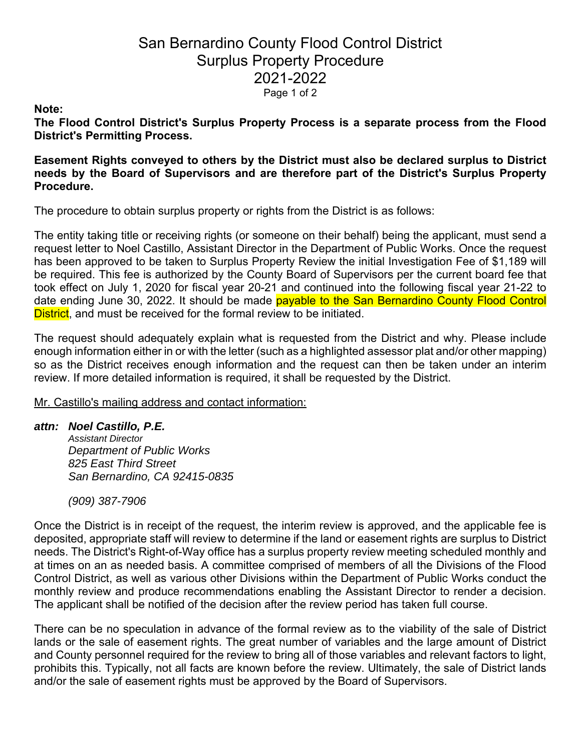# San Bernardino County Flood Control District
# Surplus Property Procedure
# 2021-2022

**Note:**

**The Flood Control District's Surplus Property Process is a separate process from the Flood District's Permitting Process.**

**Easement Rights conveyed to others by the District must also be declared surplus to District needs by the Board of Supervisors and are therefore part of the District's Surplus Property Procedure.**

The procedure to obtain surplus property or rights from the District is as follows:

The entity taking title or receiving rights (or someone on their behalf) being the applicant, must send a request letter to Noel Castillo, Assistant Director in the Department of Public Works. Once the request has been approved to be taken to Surplus Property Review the initial Investigation Fee of $1,189 will be required. This fee is authorized by the County Board of Supervisors per the current board fee that took effect on July 1, 2020 for fiscal year 20-21 and continued into the following fiscal year 21-22 to date ending June 30, 2022. It should be made payable to the San Bernardino County Flood Control District, and must be received for the formal review to be initiated.

The request should adequately explain what is requested from the District and why. Please include enough information either in or with the letter (such as a highlighted assessor plat and/or other mapping) so as the District receives enough information and the request can then be taken under an interim review. If more detailed information is required, it shall be requested by the District.

<u>Mr. Castillo's mailing address and contact information:</u>

***attn: Noel Castillo, P.E.***
*Assistant Director*
*Department of Public Works*
*825 East Third Street*
*San Bernardino, CA 92415-0835*

*(909) 387-7906*

Once the District is in receipt of the request, the interim review is approved, and the applicable fee is deposited, appropriate staff will review to determine if the land or easement rights are surplus to District needs. The District's Right-of-Way office has a surplus property review meeting scheduled monthly and at times on an as needed basis. A committee comprised of members of all the Divisions of the Flood Control District, as well as various other Divisions within the Department of Public Works conduct the monthly review and produce recommendations enabling the Assistant Director to render a decision. The applicant shall be notified of the decision after the review period has taken full course.

There can be no speculation in advance of the formal review as to the viability of the sale of District lands or the sale of easement rights. The great number of variables and the large amount of District and County personnel required for the review to bring all of those variables and relevant factors to light, prohibits this. Typically, not all facts are known before the review. Ultimately, the sale of District lands and/or the sale of easement rights must be approved by the Board of Supervisors.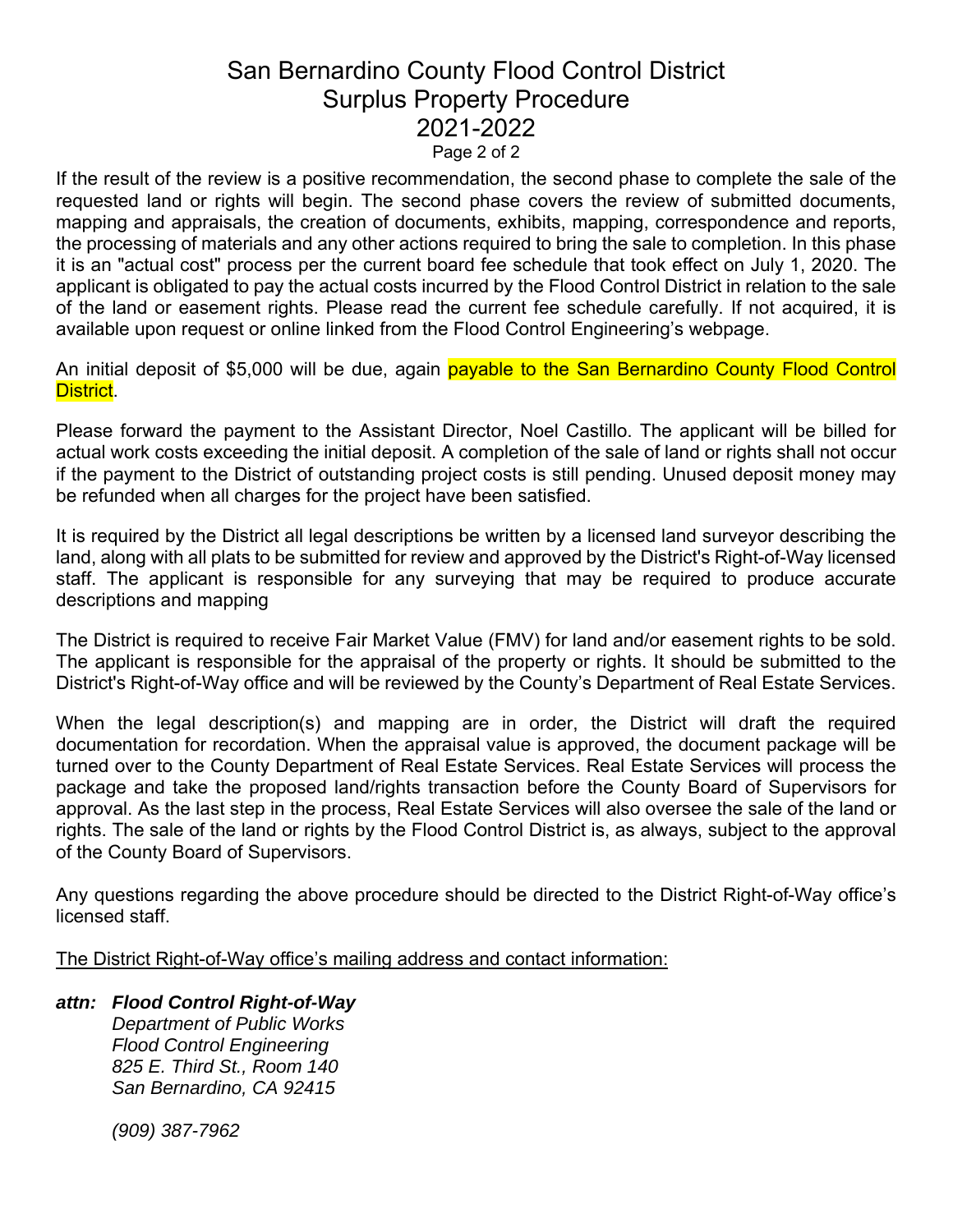# San Bernardino County Flood Control District
# Surplus Property Procedure
# 2021-2022

If the result of the review is a positive recommendation, the second phase to complete the sale of the requested land or rights will begin. The second phase covers the review of submitted documents, mapping and appraisals, the creation of documents, exhibits, mapping, correspondence and reports, the processing of materials and any other actions required to bring the sale to completion. In this phase it is an "actual cost" process per the current board fee schedule that took effect on July 1, 2020. The applicant is obligated to pay the actual costs incurred by the Flood Control District in relation to the sale of the land or easement rights. Please read the current fee schedule carefully. If not acquired, it is available upon request or online linked from the Flood Control Engineering's webpage.

An initial deposit of $5,000 will be due, again payable to the San Bernardino County Flood Control District.

Please forward the payment to the Assistant Director, Noel Castillo. The applicant will be billed for actual work costs exceeding the initial deposit. A completion of the sale of land or rights shall not occur if the payment to the District of outstanding project costs is still pending. Unused deposit money may be refunded when all charges for the project have been satisfied.

It is required by the District all legal descriptions be written by a licensed land surveyor describing the land, along with all plats to be submitted for review and approved by the District's Right-of-Way licensed staff. The applicant is responsible for any surveying that may be required to produce accurate descriptions and mapping

The District is required to receive Fair Market Value (FMV) for land and/or easement rights to be sold. The applicant is responsible for the appraisal of the property or rights. It should be submitted to the District's Right-of-Way office and will be reviewed by the County's Department of Real Estate Services.

When the legal description(s) and mapping are in order, the District will draft the required documentation for recordation. When the appraisal value is approved, the document package will be turned over to the County Department of Real Estate Services. Real Estate Services will process the package and take the proposed land/rights transaction before the County Board of Supervisors for approval. As the last step in the process, Real Estate Services will also oversee the sale of the land or rights. The sale of the land or rights by the Flood Control District is, as always, subject to the approval of the County Board of Supervisors.

Any questions regarding the above procedure should be directed to the District Right-of-Way office's licensed staff.

The District Right-of-Way office's mailing address and contact information:

***attn: Flood Control Right-of-Way***
*Department of Public Works*
*Flood Control Engineering*
*825 E. Third St., Room 140*
*San Bernardino, CA 92415*

*(909) 387-7962*